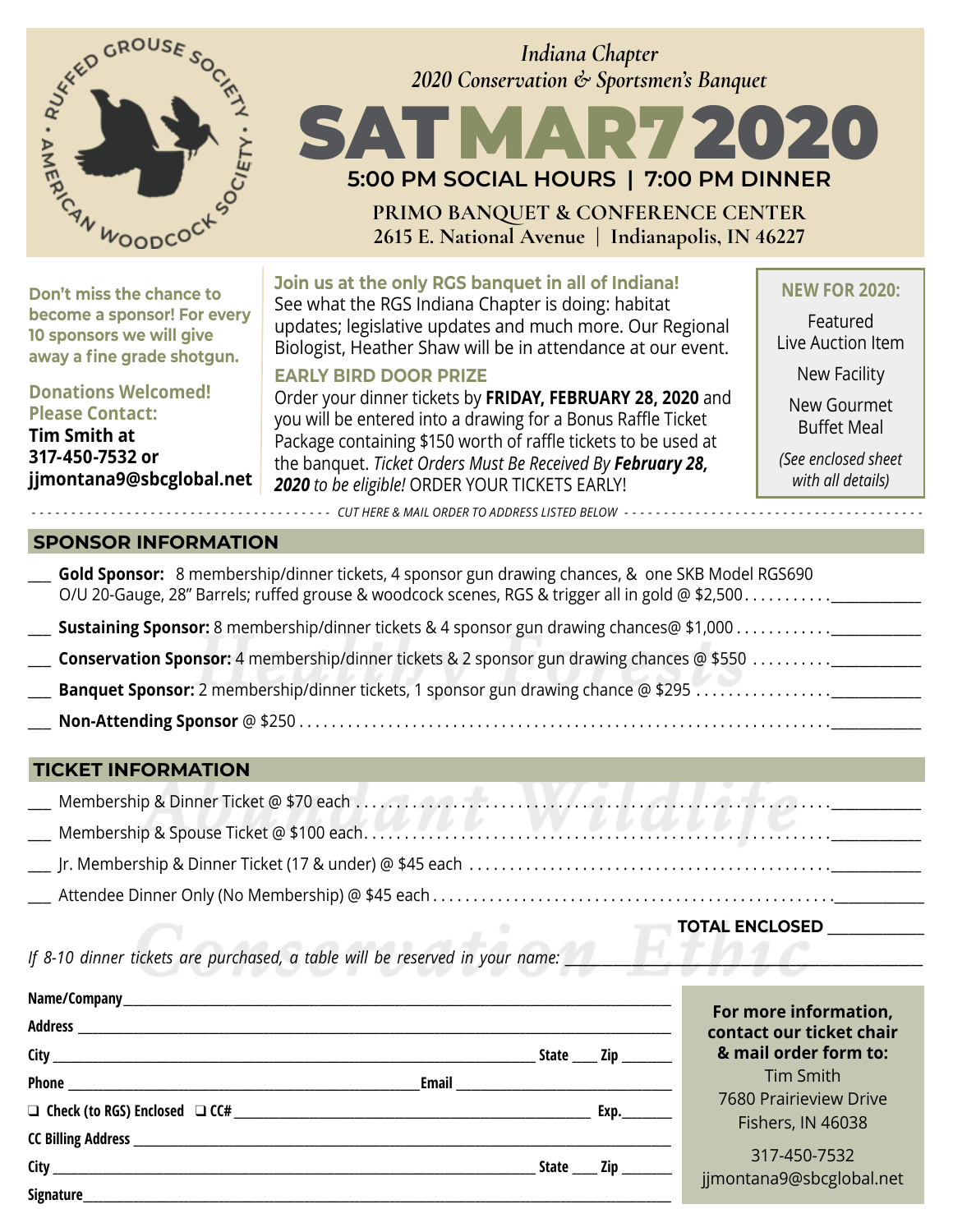RUFFED GROUSE SOCIETY • AMERICAN WOODCOCK SOCIETY •

*Indiana Chapter*
*2020 Conservation & Sportsmen's Banquet*

# SAT MAR 7 2020

## 5:00 PM SOCIAL HOURS | 7:00 PM DINNER

**PRIMO BANQUET & CONFERENCE CENTER**
**2615 E. National Avenue | Indianapolis, IN 46227**

**Don't miss the chance to become a sponsor! For every 10 sponsors we will give away a fine grade shotgun.**

**Donations Welcomed! Please Contact:**
**Tim Smith at 317-450-7532 or jjmontana9@sbcglobal.net**

**Join us at the only RGS banquet in all of Indiana!**
See what the RGS Indiana Chapter is doing: habitat updates; legislative updates and much more. Our Regional Biologist, Heather Shaw will be in attendance at our event.

**EARLY BIRD DOOR PRIZE**
Order your dinner tickets by **FRIDAY, FEBRUARY 28, 2020** and you will be entered into a drawing for a Bonus Raffle Ticket Package containing $150 worth of raffle tickets to be used at the banquet. *Ticket Orders Must Be Received By **February 28, 2020** to be eligible!* ORDER YOUR TICKETS EARLY!

**NEW FOR 2020:**

Featured Live Auction Item

New Facility

New Gourmet Buffet Meal

*(See enclosed sheet with all details)*

*- - - CUT HERE & MAIL ORDER TO ADDRESS LISTED BELOW - - -*

## SPONSOR INFORMATION

___ **Gold Sponsor:** 8 membership/dinner tickets, 4 sponsor gun drawing chances, & one SKB Model RGS690 O/U 20-Gauge, 28" Barrels; ruffed grouse & woodcock scenes, RGS & trigger all in gold @ $2,500 . . . . . . . . . . ________

___ **Sustaining Sponsor:** 8 membership/dinner tickets & 4 sponsor gun drawing chances@ $1,000 . . . . . . . . . . . ________

___ **Conservation Sponsor:** 4 membership/dinner tickets & 2 sponsor gun drawing chances @ $550 . . . . . . . . . . ________

___ **Banquet Sponsor:** 2 membership/dinner tickets, 1 sponsor gun drawing chance @ $295 . . . . . . . . . . . . . . . . ________

___ **Non-Attending Sponsor** @ $250 . . . . . . . . . . . . . . . . . . . . . . . . . . . . . . . . . . . . . . . . . . . . . . . . . . . . . . . . . ________

## TICKET INFORMATION

___ Membership & Dinner Ticket @ $70 each . . . . . . . . . . . . . . . . . . . . . . . . . . . . . . . . . . . . . . . . . . . . . . . . . . . . ________

___ Membership & Spouse Ticket @ $100 each. . . . . . . . . . . . . . . . . . . . . . . . . . . . . . . . . . . . . . . . . . . . . . . . . . . ________

___ Jr. Membership & Dinner Ticket (17 & under) @ $45 each . . . . . . . . . . . . . . . . . . . . . . . . . . . . . . . . . . . . . . . ________

___ Attendee Dinner Only (No Membership) @ $45 each . . . . . . . . . . . . . . . . . . . . . . . . . . . . . . . . . . . . . . . . . . . ________

**TOTAL ENCLOSED** ________

*If 8-10 dinner tickets are purchased, a table will be reserved in your name:* ________________

**Name/Company** ________________

**Address** ________________

**City** ________________ **State** ____ **Zip** ______

**Phone** ________________ **Email** ________________

❑ **Check (to RGS) Enclosed** ❑ **CC#** ________________ **Exp.** ______

**CC Billing Address** ________________

**City** ________________ **State** ____ **Zip** ______

**Signature** ________________

**For more information, contact our ticket chair & mail order form to:**
Tim Smith
7680 Prairieview Drive
Fishers, IN 46038

317-450-7532
jjmontana9@sbcglobal.net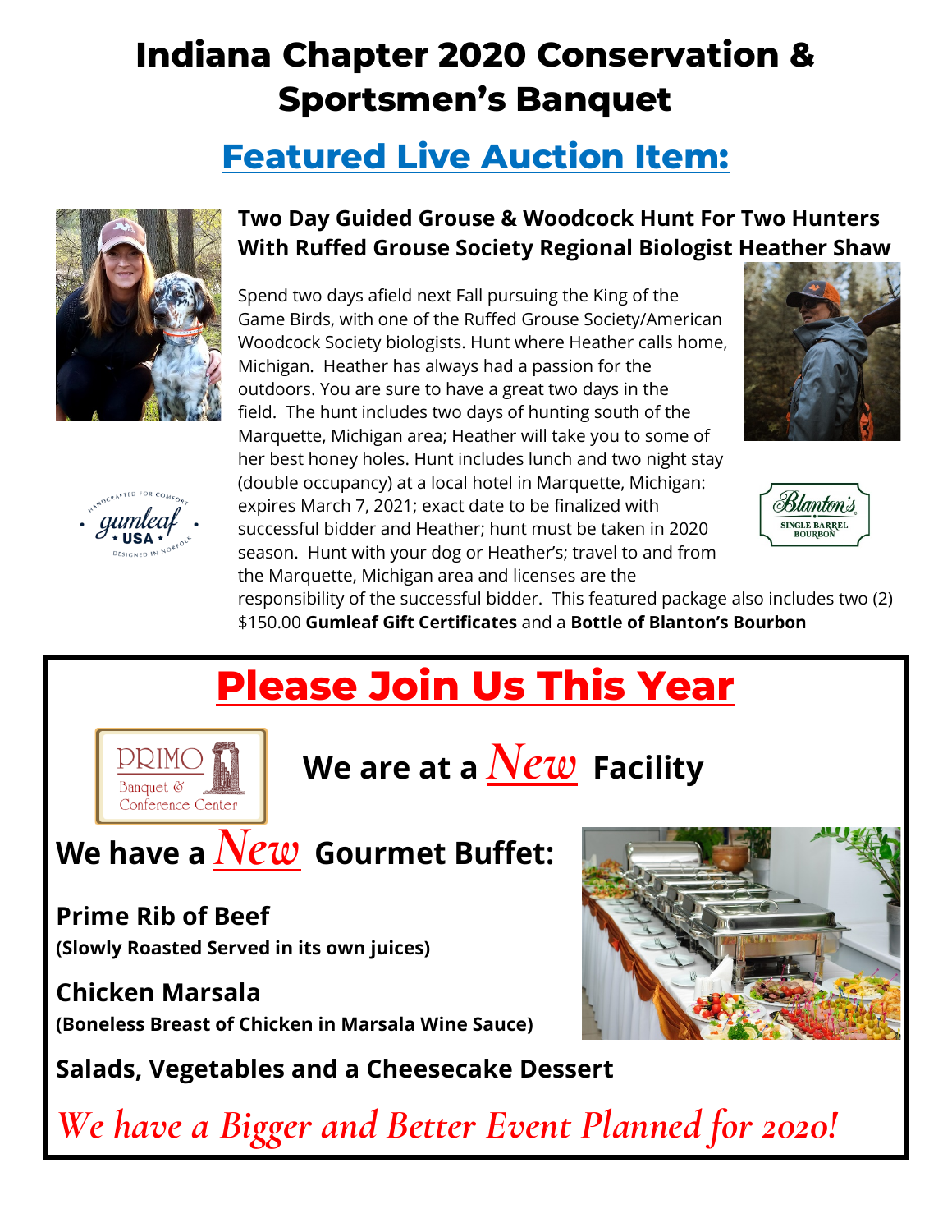# Indiana Chapter 2020 Conservation & Sportsmen's Banquet

## Featured Live Auction Item:

### Two Day Guided Grouse & Woodcock Hunt For Two Hunters With Ruffed Grouse Society Regional Biologist Heather Shaw

Spend two days afield next Fall pursuing the King of the Game Birds, with one of the Ruffed Grouse Society/American Woodcock Society biologists. Hunt where Heather calls home, Michigan. Heather has always had a passion for the outdoors. You are sure to have a great two days in the field. The hunt includes two days of hunting south of the Marquette, Michigan area; Heather will take you to some of her best honey holes. Hunt includes lunch and two night stay (double occupancy) at a local hotel in Marquette, Michigan: expires March 7, 2021; exact date to be finalized with successful bidder and Heather; hunt must be taken in 2020 season. Hunt with your dog or Heather's; travel to and from the Marquette, Michigan area and licenses are the responsibility of the successful bidder. This featured package also includes two (2) $150.00 **Gumleaf Gift Certificates** and a **Bottle of Blanton's Bourbon**

## Please Join Us This Year

### We are at a *New* Facility

PRIMO Banquet & Conference Center

### We have a *New* Gourmet Buffet:

**Prime Rib of Beef**
**(Slowly Roasted Served in its own juices)**

**Chicken Marsala**
**(Boneless Breast of Chicken in Marsala Wine Sauce)**

**Salads, Vegetables and a Cheesecake Dessert**

*We have a Bigger and Better Event Planned for 2020!*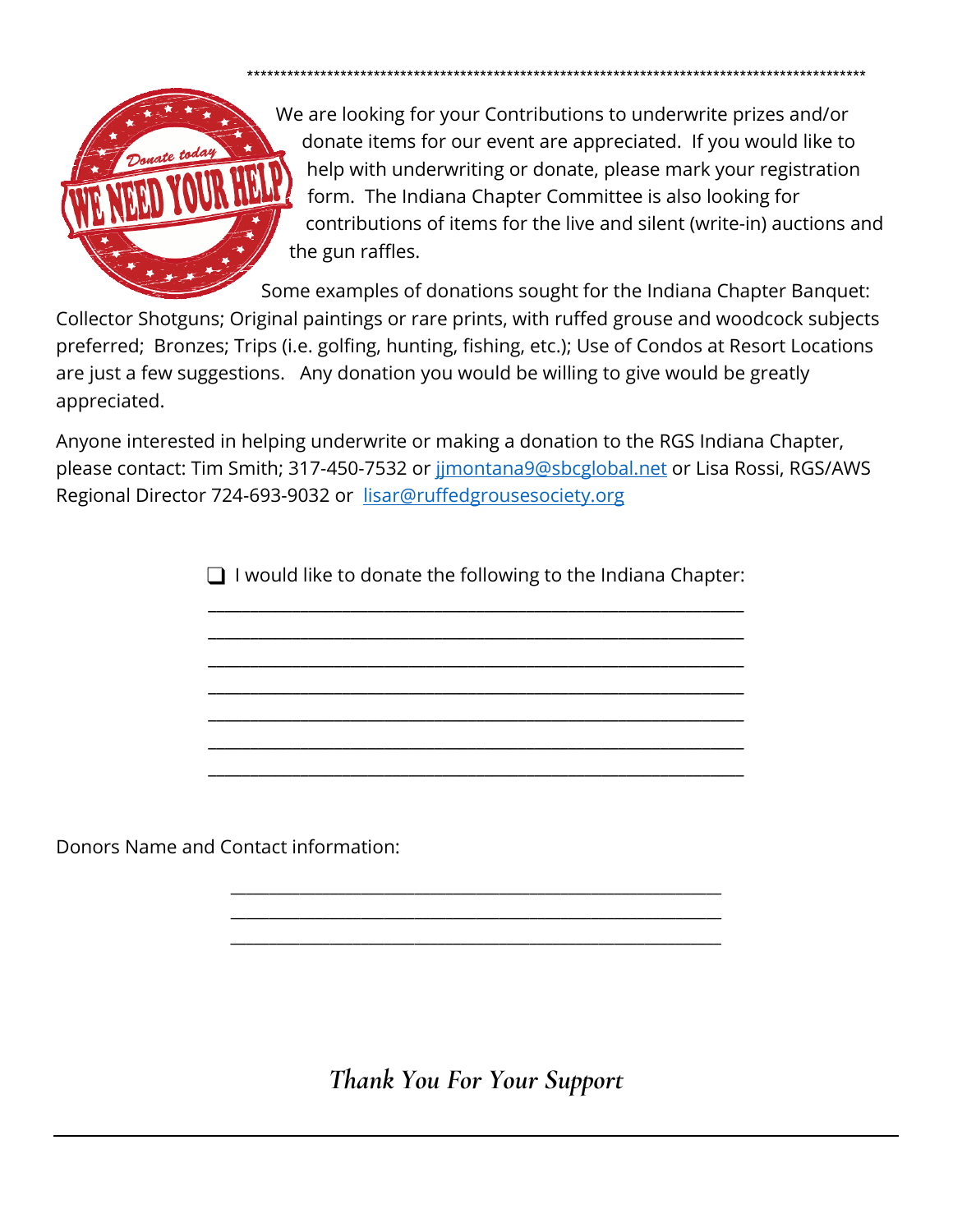**************************************************************************************************

We are looking for your Contributions to underwrite prizes and/or donate items for our event are appreciated. If you would like to help with underwriting or donate, please mark your registration form. The Indiana Chapter Committee is also looking for contributions of items for the live and silent (write-in) auctions and the gun raffles.

Some examples of donations sought for the Indiana Chapter Banquet: Collector Shotguns; Original paintings or rare prints, with ruffed grouse and woodcock subjects preferred; Bronzes; Trips (i.e. golfing, hunting, fishing, etc.); Use of Condos at Resort Locations are just a few suggestions. Any donation you would be willing to give would be greatly appreciated.

Anyone interested in helping underwrite or making a donation to the RGS Indiana Chapter, please contact: Tim Smith; 317-450-7532 or jjmontana9@sbcglobal.net or Lisa Rossi, RGS/AWS Regional Director 724-693-9032 or lisar@ruffedgrousesociety.org

❑ I would like to donate the following to the Indiana Chapter:

____________________________________________________________

____________________________________________________________

____________________________________________________________

____________________________________________________________

____________________________________________________________

____________________________________________________________

____________________________________________________________

Donors Name and Contact information:

_______________________________________________________

_______________________________________________________

_______________________________________________________

*Thank You For Your Support*